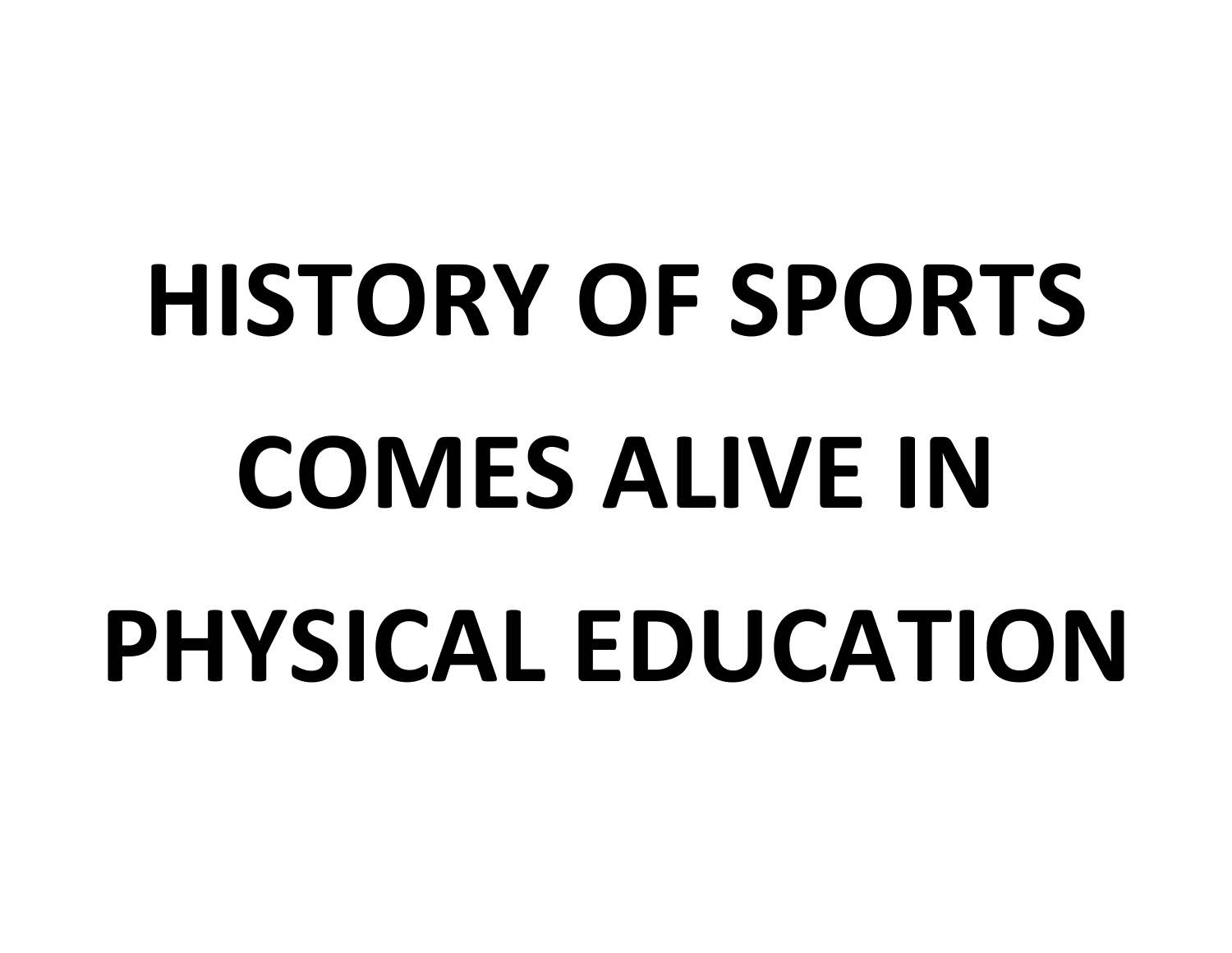# HISTORY OF SPORTS COMES ALIVE IN PHYSICAL EDUCATION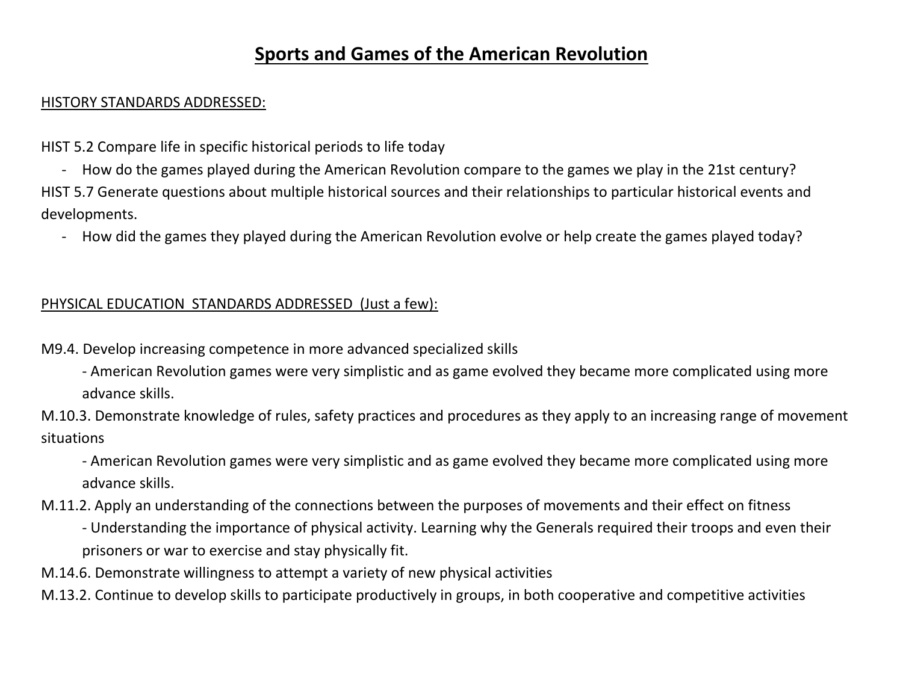# Sports and Games of the American Revolution

HISTORY STANDARDS ADDRESSED:

HIST 5.2 Compare life in specific historical periods to life today

- How do the games played during the American Revolution compare to the games we play in the 21st century?

HIST 5.7 Generate questions about multiple historical sources and their relationships to particular historical events and developments.

- How did the games they played during the American Revolution evolve or help create the games played today?

PHYSICAL EDUCATION STANDARDS ADDRESSED (Just a few):

M9.4. Develop increasing competence in more advanced specialized skills

- American Revolution games were very simplistic and as game evolved they became more complicated using more advance skills.

M.10.3. Demonstrate knowledge of rules, safety practices and procedures as they apply to an increasing range of movement situations

- American Revolution games were very simplistic and as game evolved they became more complicated using more advance skills.

M.11.2. Apply an understanding of the connections between the purposes of movements and their effect on fitness

- Understanding the importance of physical activity. Learning why the Generals required their troops and even their prisoners or war to exercise and stay physically fit.

M.14.6. Demonstrate willingness to attempt a variety of new physical activities

M.13.2. Continue to develop skills to participate productively in groups, in both cooperative and competitive activities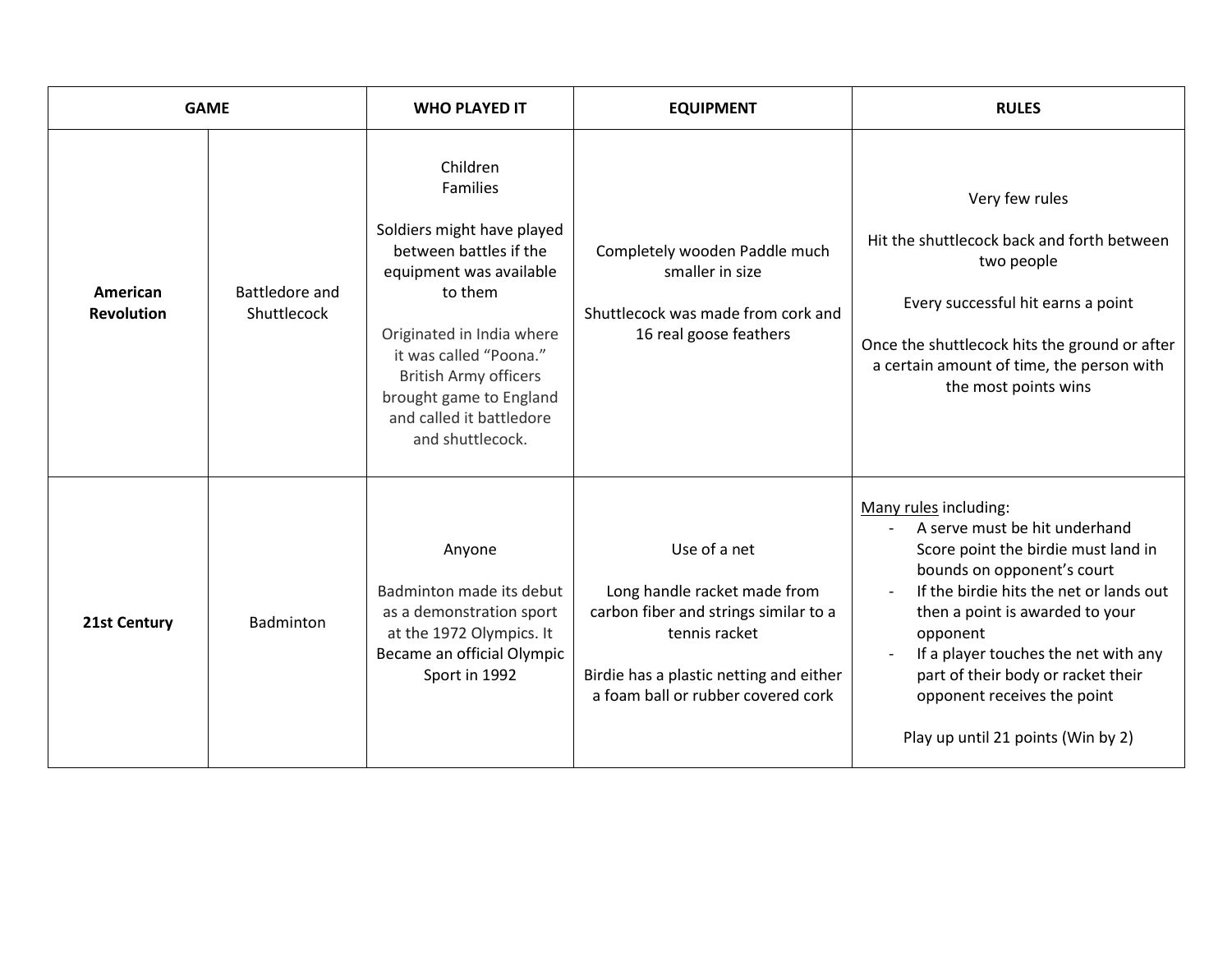| GAME | | WHO PLAYED IT | EQUIPMENT | RULES |
|---|---|---|---|---|
| **American Revolution** | Battledore and Shuttlecock | Children<br>Families<br><br>Soldiers might have played between battles if the equipment was available to them<br><br>Originated in India where it was called "Poona." British Army officers brought game to England and called it battledore and shuttlecock. | Completely wooden Paddle much smaller in size<br><br>Shuttlecock was made from cork and 16 real goose feathers | Very few rules<br><br>Hit the shuttlecock back and forth between two people<br><br>Every successful hit earns a point<br><br>Once the shuttlecock hits the ground or after a certain amount of time, the person with the most points wins |
| **21st Century** | Badminton | Anyone<br><br>Badminton made its debut as a demonstration sport at the 1972 Olympics. It Became an official Olympic Sport in 1992 | Use of a net<br><br>Long handle racket made from carbon fiber and strings similar to a tennis racket<br><br>Birdie has a plastic netting and either a foam ball or rubber covered cork | <u>Many rules</u> including:<br>- A serve must be hit underhand Score point the birdie must land in bounds on opponent's court<br>- If the birdie hits the net or lands out then a point is awarded to your opponent<br>- If a player touches the net with any part of their body or racket their opponent receives the point<br><br>Play up until 21 points (Win by 2) |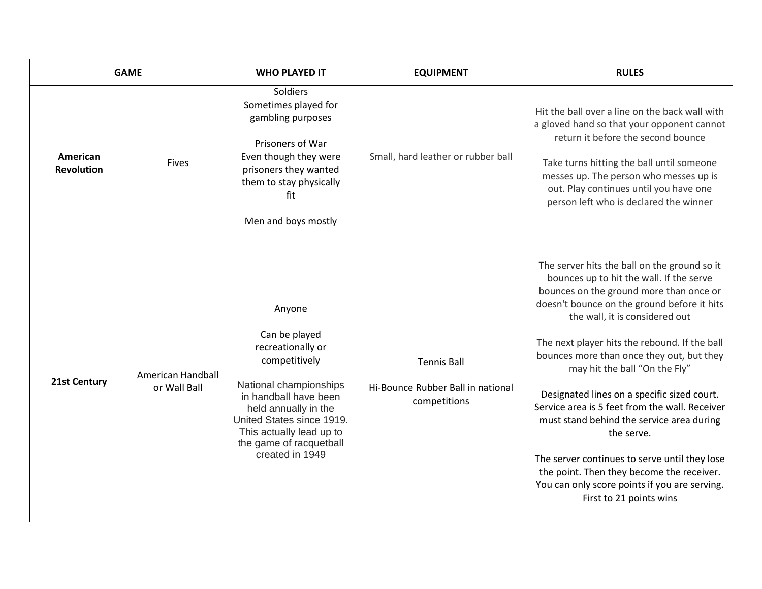| GAME | | WHO PLAYED IT | EQUIPMENT | RULES |
|---|---|---|---|---|
| **American Revolution** | Fives | Soldiers<br>Sometimes played for gambling purposes<br><br>Prisoners of War<br>Even though they were prisoners they wanted them to stay physically fit<br><br>Men and boys mostly | Small, hard leather or rubber ball | Hit the ball over a line on the back wall with a gloved hand so that your opponent cannot return it before the second bounce<br><br>Take turns hitting the ball until someone messes up. The person who messes up is out. Play continues until you have one person left who is declared the winner |
| **21st Century** | American Handball or Wall Ball | Anyone<br><br>Can be played recreationally or competitively<br><br>National championships in handball have been held annually in the United States since 1919. This actually lead up to the game of racquetball created in 1949 | Tennis Ball<br><br>Hi-Bounce Rubber Ball in national competitions | The server hits the ball on the ground so it bounces up to hit the wall. If the serve bounces on the ground more than once or doesn't bounce on the ground before it hits the wall, it is considered out<br><br>The next player hits the rebound. If the ball bounces more than once they out, but they may hit the ball "On the Fly"<br><br>Designated lines on a specific sized court. Service area is 5 feet from the wall. Receiver must stand behind the service area during the serve.<br><br>The server continues to serve until they lose the point. Then they become the receiver. You can only score points if you are serving. First to 21 points wins |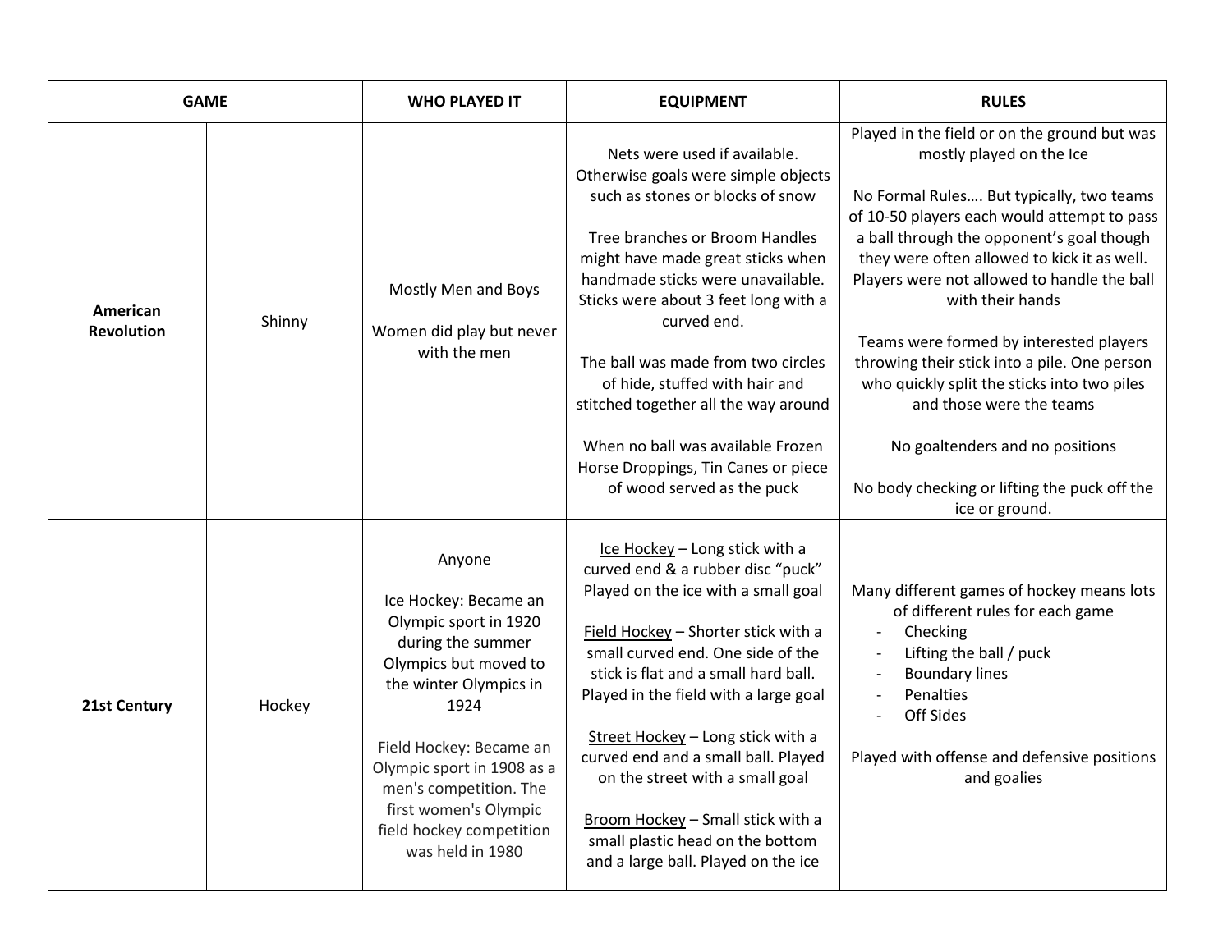| GAME | | WHO PLAYED IT | EQUIPMENT | RULES |
|---|---|---|---|---|
| **American Revolution** | Shinny | Mostly Men and Boys<br><br>Women did play but never with the men | Nets were used if available. Otherwise goals were simple objects such as stones or blocks of snow<br><br>Tree branches or Broom Handles might have made great sticks when handmade sticks were unavailable. Sticks were about 3 feet long with a curved end.<br><br>The ball was made from two circles of hide, stuffed with hair and stitched together all the way around<br><br>When no ball was available Frozen Horse Droppings, Tin Canes or piece of wood served as the puck | Played in the field or on the ground but was mostly played on the Ice<br><br>No Formal Rules…. But typically, two teams of 10-50 players each would attempt to pass a ball through the opponent's goal though they were often allowed to kick it as well. Players were not allowed to handle the ball with their hands<br><br>Teams were formed by interested players throwing their stick into a pile. One person who quickly split the sticks into two piles and those were the teams<br><br>No goaltenders and no positions<br><br>No body checking or lifting the puck off the ice or ground. |
| **21st Century** | Hockey | Anyone<br><br>Ice Hockey: Became an Olympic sport in 1920 during the summer Olympics but moved to the winter Olympics in 1924<br><br>Field Hockey: Became an Olympic sport in 1908 as a men's competition. The first women's Olympic field hockey competition was held in 1980 | <u>Ice Hockey</u> – Long stick with a curved end & a rubber disc "puck" Played on the ice with a small goal<br><br><u>Field Hockey</u> – Shorter stick with a small curved end. One side of the stick is flat and a small hard ball. Played in the field with a large goal<br><br><u>Street Hockey</u> – Long stick with a curved end and a small ball. Played on the street with a small goal<br><br><u>Broom Hockey</u> – Small stick with a small plastic head on the bottom and a large ball. Played on the ice | Many different games of hockey means lots of different rules for each game<br>- Checking<br>- Lifting the ball / puck<br>- Boundary lines<br>- Penalties<br>- Off Sides<br><br>Played with offense and defensive positions and goalies |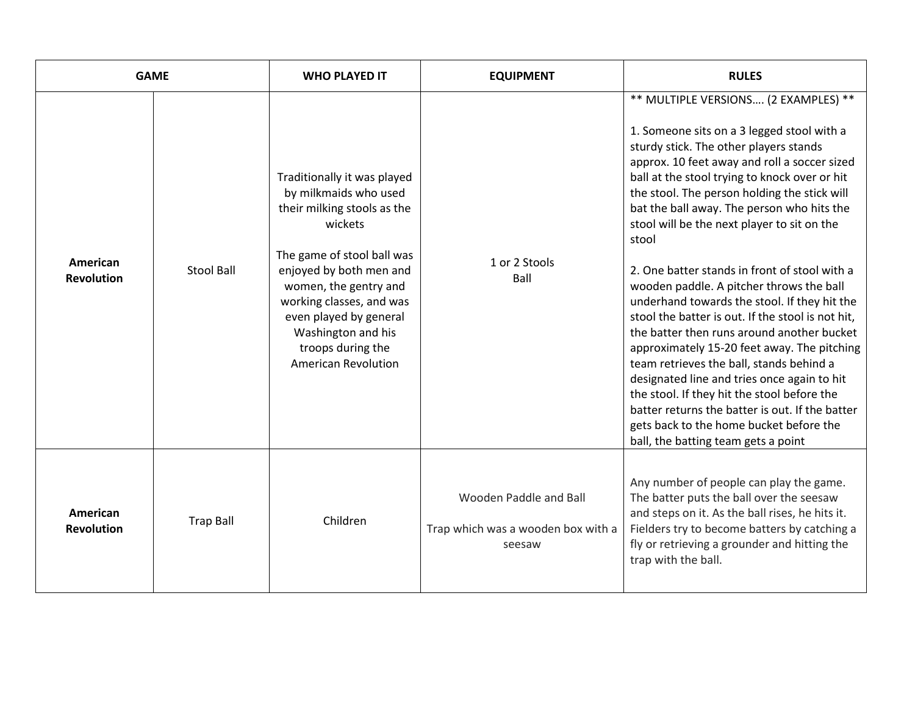| GAME | | WHO PLAYED IT | EQUIPMENT | RULES |
|---|---|---|---|---|
| **American Revolution** | Stool Ball | Traditionally it was played by milkmaids who used their milking stools as the wickets<br><br>The game of stool ball was enjoyed by both men and women, the gentry and working classes, and was even played by general Washington and his troops during the American Revolution | 1 or 2 Stools<br>Ball | ** MULTIPLE VERSIONS…. (2 EXAMPLES) **<br><br>1. Someone sits on a 3 legged stool with a sturdy stick. The other players stands approx. 10 feet away and roll a soccer sized ball at the stool trying to knock over or hit the stool. The person holding the stick will bat the ball away. The person who hits the stool will be the next player to sit on the stool<br><br>2. One batter stands in front of stool with a wooden paddle. A pitcher throws the ball underhand towards the stool. If they hit the stool the batter is out. If the stool is not hit, the batter then runs around another bucket approximately 15-20 feet away. The pitching team retrieves the ball, stands behind a designated line and tries once again to hit the stool. If they hit the stool before the batter returns the batter is out. If the batter gets back to the home bucket before the ball, the batting team gets a point |
| **American Revolution** | Trap Ball | Children | Wooden Paddle and Ball<br><br>Trap which was a wooden box with a seesaw | Any number of people can play the game. The batter puts the ball over the seesaw and steps on it. As the ball rises, he hits it. Fielders try to become batters by catching a fly or retrieving a grounder and hitting the trap with the ball. |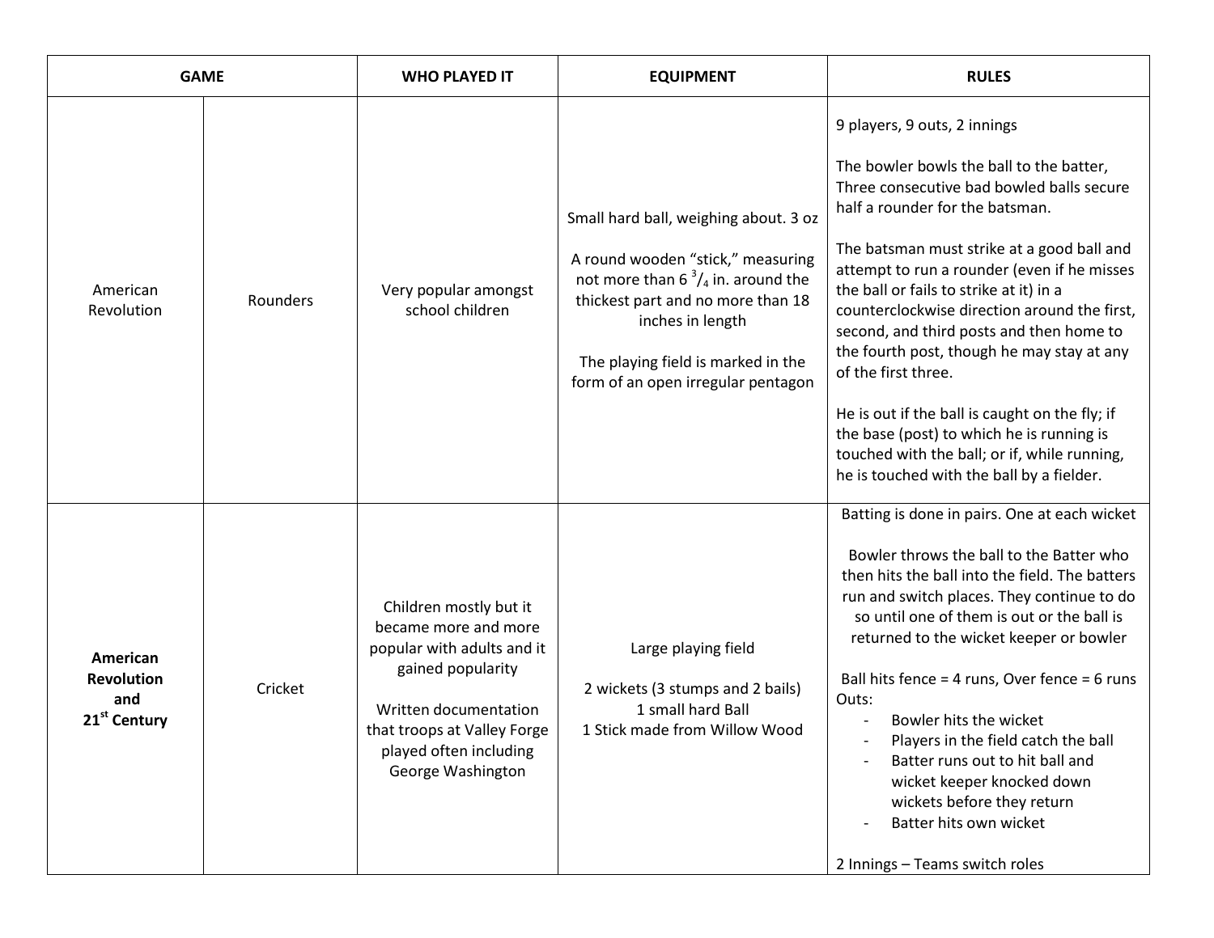| GAME | | WHO PLAYED IT | EQUIPMENT | RULES |
|---|---|---|---|---|
| American Revolution | Rounders | Very popular amongst school children | Small hard ball, weighing about. 3 oz<br><br>A round wooden "stick," measuring not more than 6 $^{3}/_{4}$ in. around the thickest part and no more than 18 inches in length<br><br>The playing field is marked in the form of an open irregular pentagon | 9 players, 9 outs, 2 innings<br><br>The bowler bowls the ball to the batter, Three consecutive bad bowled balls secure half a rounder for the batsman.<br><br>The batsman must strike at a good ball and attempt to run a rounder (even if he misses the ball or fails to strike at it) in a counterclockwise direction around the first, second, and third posts and then home to the fourth post, though he may stay at any of the first three.<br><br>He is out if the ball is caught on the fly; if the base (post) to which he is running is touched with the ball; or if, while running, he is touched with the ball by a fielder. |
| **American Revolution and 21st Century** | Cricket | Children mostly but it became more and more popular with adults and it gained popularity<br><br>Written documentation that troops at Valley Forge played often including George Washington | Large playing field<br><br>2 wickets (3 stumps and 2 bails)<br>1 small hard Ball<br>1 Stick made from Willow Wood | Batting is done in pairs. One at each wicket<br><br>Bowler throws the ball to the Batter who then hits the ball into the field. The batters run and switch places. They continue to do so until one of them is out or the ball is returned to the wicket keeper or bowler<br><br>Ball hits fence = 4 runs, Over fence = 6 runs<br>Outs:<br>- Bowler hits the wicket<br>- Players in the field catch the ball<br>- Batter runs out to hit ball and wicket keeper knocked down wickets before they return<br>- Batter hits own wicket<br><br>2 Innings – Teams switch roles |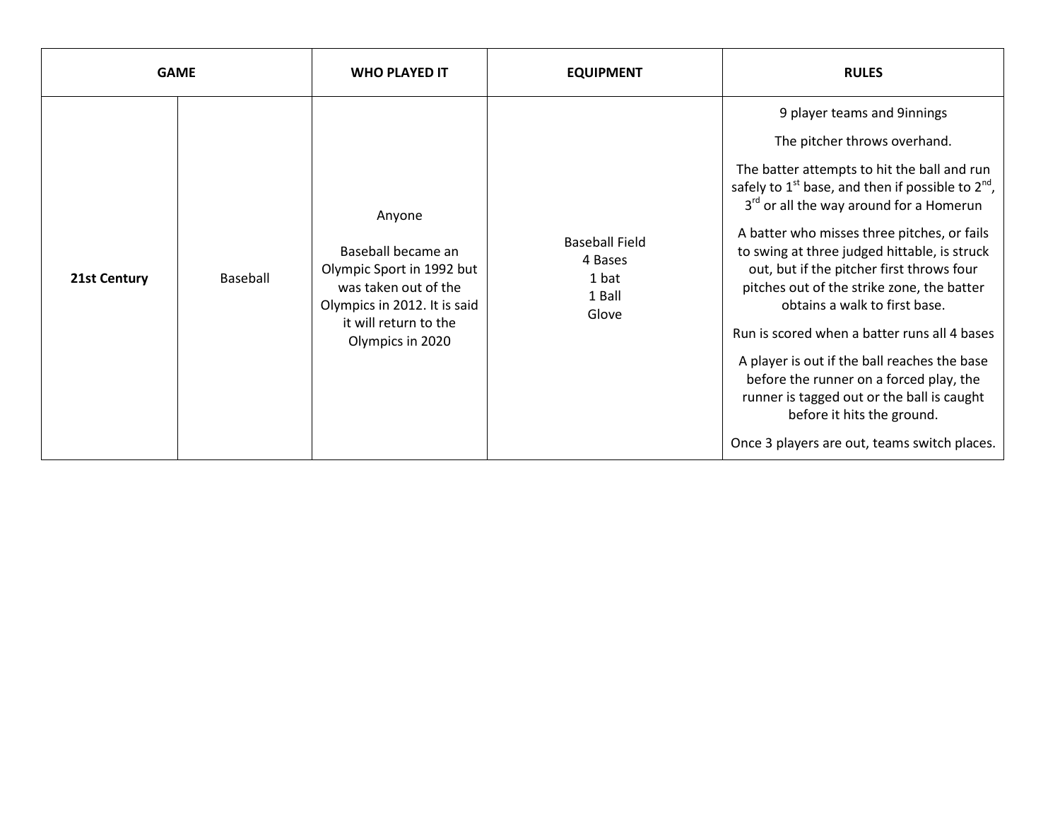| GAME | | WHO PLAYED IT | EQUIPMENT | RULES |
|---|---|---|---|---|
| **21st Century** | Baseball | Anyone<br><br>Baseball became an Olympic Sport in 1992 but was taken out of the Olympics in 2012. It is said it will return to the Olympics in 2020 | Baseball Field<br>4 Bases<br>1 bat<br>1 Ball<br>Glove | 9 player teams and 9innings<br><br>The pitcher throws overhand.<br><br>The batter attempts to hit the ball and run safely to 1st base, and then if possible to 2nd, 3rd or all the way around for a Homerun<br><br>A batter who misses three pitches, or fails to swing at three judged hittable, is struck out, but if the pitcher first throws four pitches out of the strike zone, the batter obtains a walk to first base.<br><br>Run is scored when a batter runs all 4 bases<br><br>A player is out if the ball reaches the base before the runner on a forced play, the runner is tagged out or the ball is caught before it hits the ground.<br><br>Once 3 players are out, teams switch places. |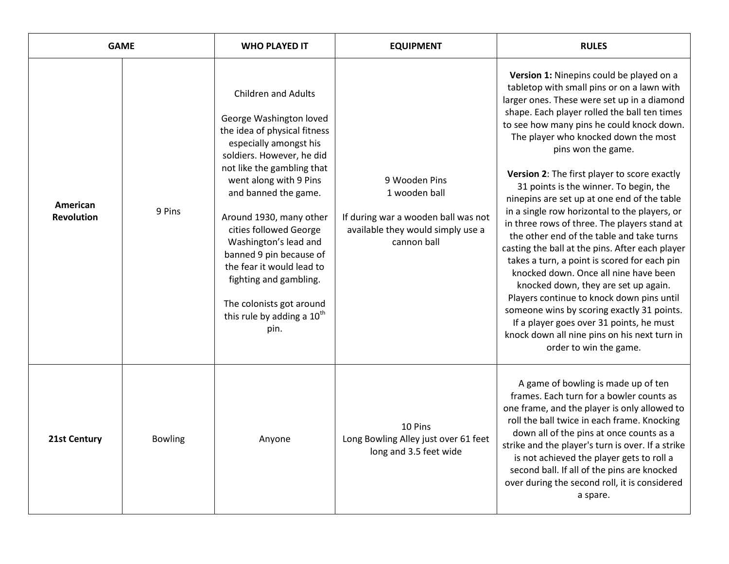| GAME | | WHO PLAYED IT | EQUIPMENT | RULES |
|---|---|---|---|---|
| **American Revolution** | 9 Pins | Children and Adults<br><br>George Washington loved the idea of physical fitness especially amongst his soldiers. However, he did not like the gambling that went along with 9 Pins and banned the game.<br><br>Around 1930, many other cities followed George Washington's lead and banned 9 pin because of the fear it would lead to fighting and gambling.<br><br>The colonists got around this rule by adding a 10th pin. | 9 Wooden Pins<br>1 wooden ball<br><br>If during war a wooden ball was not available they would simply use a cannon ball | **Version 1:** Ninepins could be played on a tabletop with small pins or on a lawn with larger ones. These were set up in a diamond shape. Each player rolled the ball ten times to see how many pins he could knock down. The player who knocked down the most pins won the game.<br><br>**Version 2**: The first player to score exactly 31 points is the winner. To begin, the ninepins are set up at one end of the table in a single row horizontal to the players, or in three rows of three. The players stand at the other end of the table and take turns casting the ball at the pins. After each player takes a turn, a point is scored for each pin knocked down. Once all nine have been knocked down, they are set up again. Players continue to knock down pins until someone wins by scoring exactly 31 points. If a player goes over 31 points, he must knock down all nine pins on his next turn in order to win the game. |
| **21st Century** | Bowling | Anyone | 10 Pins<br>Long Bowling Alley just over 61 feet long and 3.5 feet wide | A game of bowling is made up of ten frames. Each turn for a bowler counts as one frame, and the player is only allowed to roll the ball twice in each frame. Knocking down all of the pins at once counts as a strike and the player's turn is over. If a strike is not achieved the player gets to roll a second ball. If all of the pins are knocked over during the second roll, it is considered a spare. |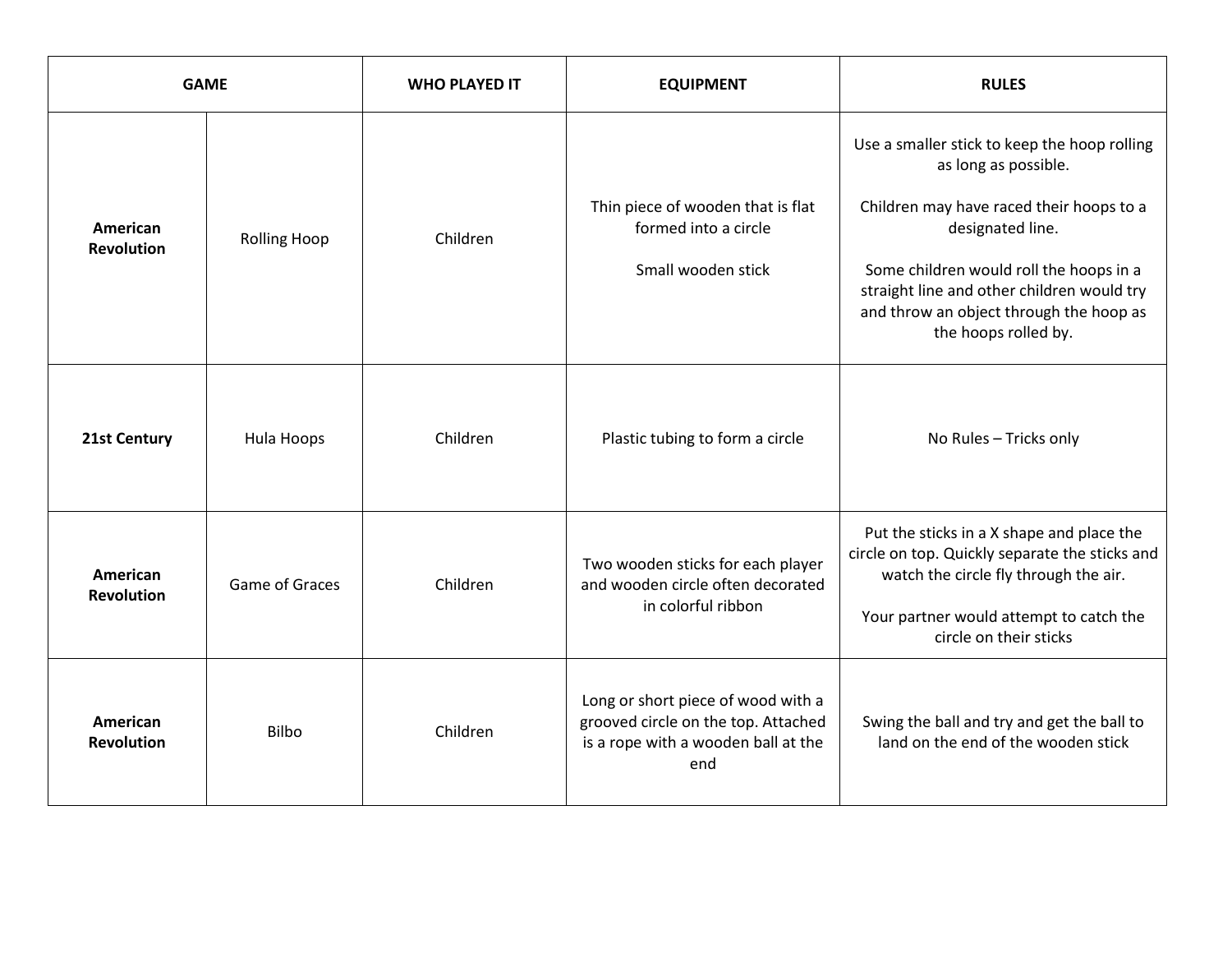| GAME | | WHO PLAYED IT | EQUIPMENT | RULES |
| --- | --- | --- | --- | --- |
| **American Revolution** | Rolling Hoop | Children | Thin piece of wooden that is flat formed into a circle<br><br>Small wooden stick | Use a smaller stick to keep the hoop rolling as long as possible.<br><br>Children may have raced their hoops to a designated line.<br><br>Some children would roll the hoops in a straight line and other children would try and throw an object through the hoop as the hoops rolled by. |
| **21st Century** | Hula Hoops | Children | Plastic tubing to form a circle | No Rules – Tricks only |
| **American Revolution** | Game of Graces | Children | Two wooden sticks for each player and wooden circle often decorated in colorful ribbon | Put the sticks in a X shape and place the circle on top. Quickly separate the sticks and watch the circle fly through the air.<br><br>Your partner would attempt to catch the circle on their sticks |
| **American Revolution** | Bilbo | Children | Long or short piece of wood with a grooved circle on the top. Attached is a rope with a wooden ball at the end | Swing the ball and try and get the ball to land on the end of the wooden stick |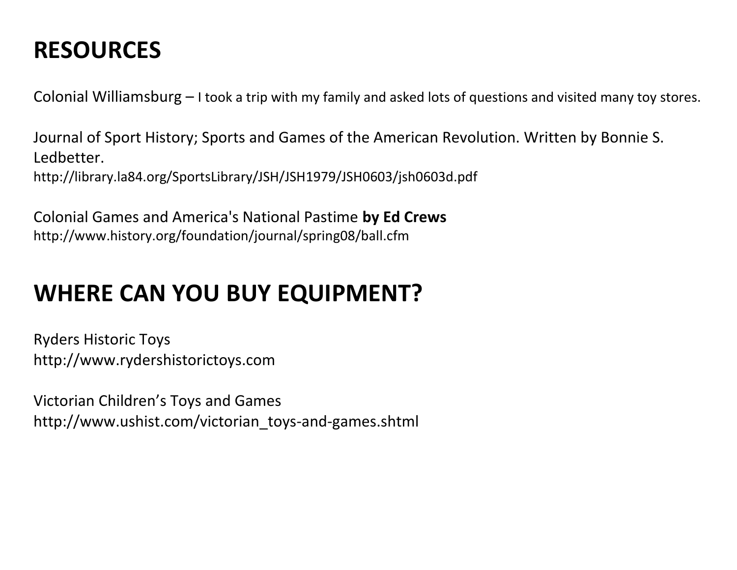# RESOURCES

Colonial Williamsburg – I took a trip with my family and asked lots of questions and visited many toy stores.

Journal of Sport History; Sports and Games of the American Revolution. Written by Bonnie S. Ledbetter.
http://library.la84.org/SportsLibrary/JSH/JSH1979/JSH0603/jsh0603d.pdf

Colonial Games and America's National Pastime **by Ed Crews**
http://www.history.org/foundation/journal/spring08/ball.cfm

# WHERE CAN YOU BUY EQUIPMENT?

Ryders Historic Toys
http://www.rydershistorictoys.com

Victorian Children's Toys and Games
http://www.ushist.com/victorian_toys-and-games.shtml